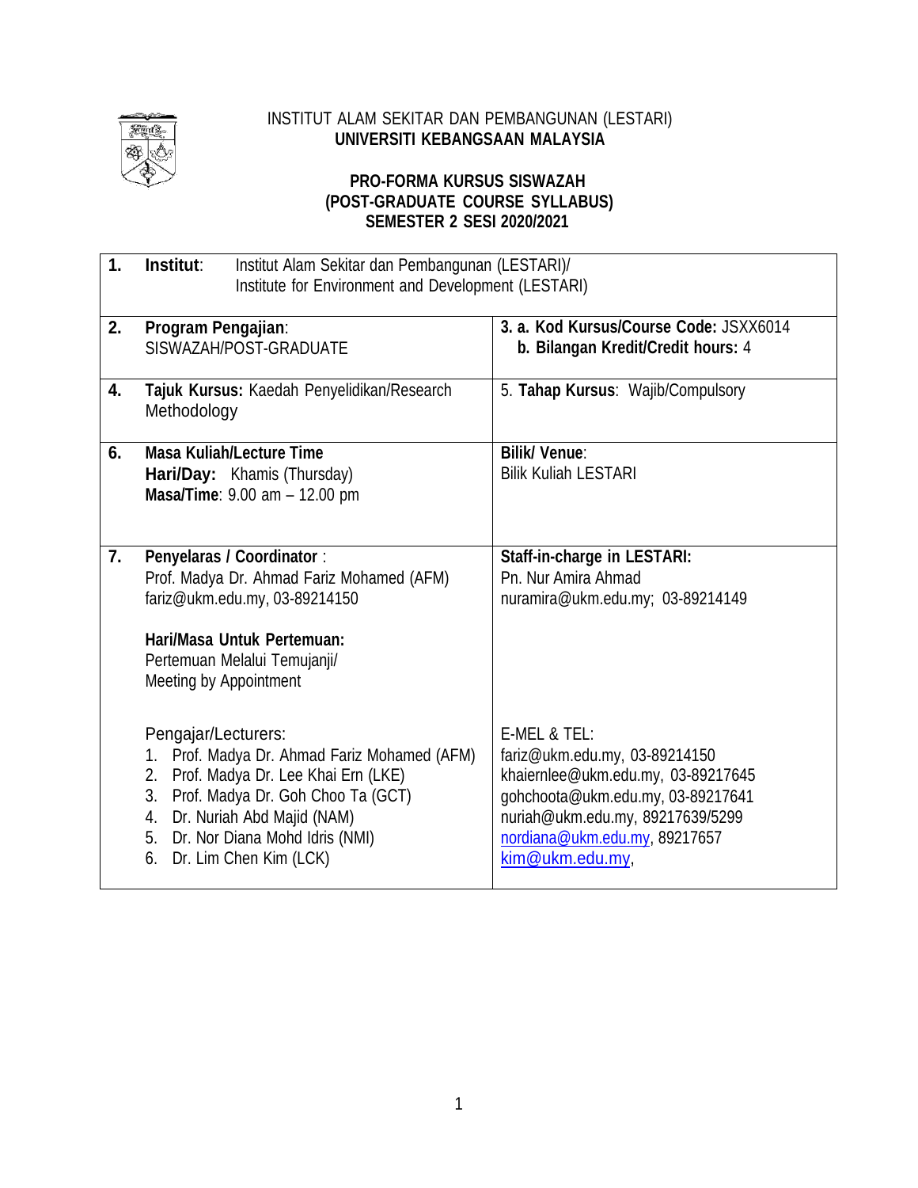INSTITUT ALAM SEKITAR DAN PEMBANGUNAN (LESTARI)
**UNIVERSITI KEBANGSAAN MALAYSIA**

**PRO-FORMA KURSUS SISWAZAH**
**(POST-GRADUATE COURSE SYLLABUS)**
**SEMESTER 2 SESI 2020/2021**

| | | |
|---|---|---|
| **1.** | **Institut**: Institut Alam Sekitar dan Pembangunan (LESTARI)/ Institute for Environment and Development (LESTARI) | |
| **2.** | **Program Pengajian**: SISWAZAH/POST-GRADUATE | **3. a. Kod Kursus/Course Code:** JSXX6014<br>**b. Bilangan Kredit/Credit hours:** 4 |
| **4.** | **Tajuk Kursus:** Kaedah Penyelidikan/Research Methodology | 5. **Tahap Kursus**: Wajib/Compulsory |
| **6.** | **Masa Kuliah/Lecture Time**<br>**Hari/Day:** Khamis (Thursday)<br>**Masa/Time**: 9.00 am – 12.00 pm | **Bilik/ Venue**:<br>Bilik Kuliah LESTARI |
| **7.** | **Penyelaras / Coordinator** :<br>Prof. Madya Dr. Ahmad Fariz Mohamed (AFM)<br>fariz@ukm.edu.my, 03-89214150<br><br>**Hari/Masa Untuk Pertemuan:**<br>Pertemuan Melalui Temujanji/<br>Meeting by Appointment | **Staff-in-charge in LESTARI:**<br>Pn. Nur Amira Ahmad<br>nuramira@ukm.edu.my; 03-89214149 |
| | Pengajar/Lecturers:<br>1. Prof. Madya Dr. Ahmad Fariz Mohamed (AFM)<br>2. Prof. Madya Dr. Lee Khai Ern (LKE)<br>3. Prof. Madya Dr. Goh Choo Ta (GCT)<br>4. Dr. Nuriah Abd Majid (NAM)<br>5. Dr. Nor Diana Mohd Idris (NMI)<br>6. Dr. Lim Chen Kim (LCK) | E-MEL & TEL:<br>fariz@ukm.edu.my, 03-89214150<br>khaiernlee@ukm.edu.my, 03-89217645<br>gohchoota@ukm.edu.my, 03-89217641<br>nuriah@ukm.edu.my, 89217639/5299<br>nordiana@ukm.edu.my, 89217657<br>kim@ukm.edu.my, |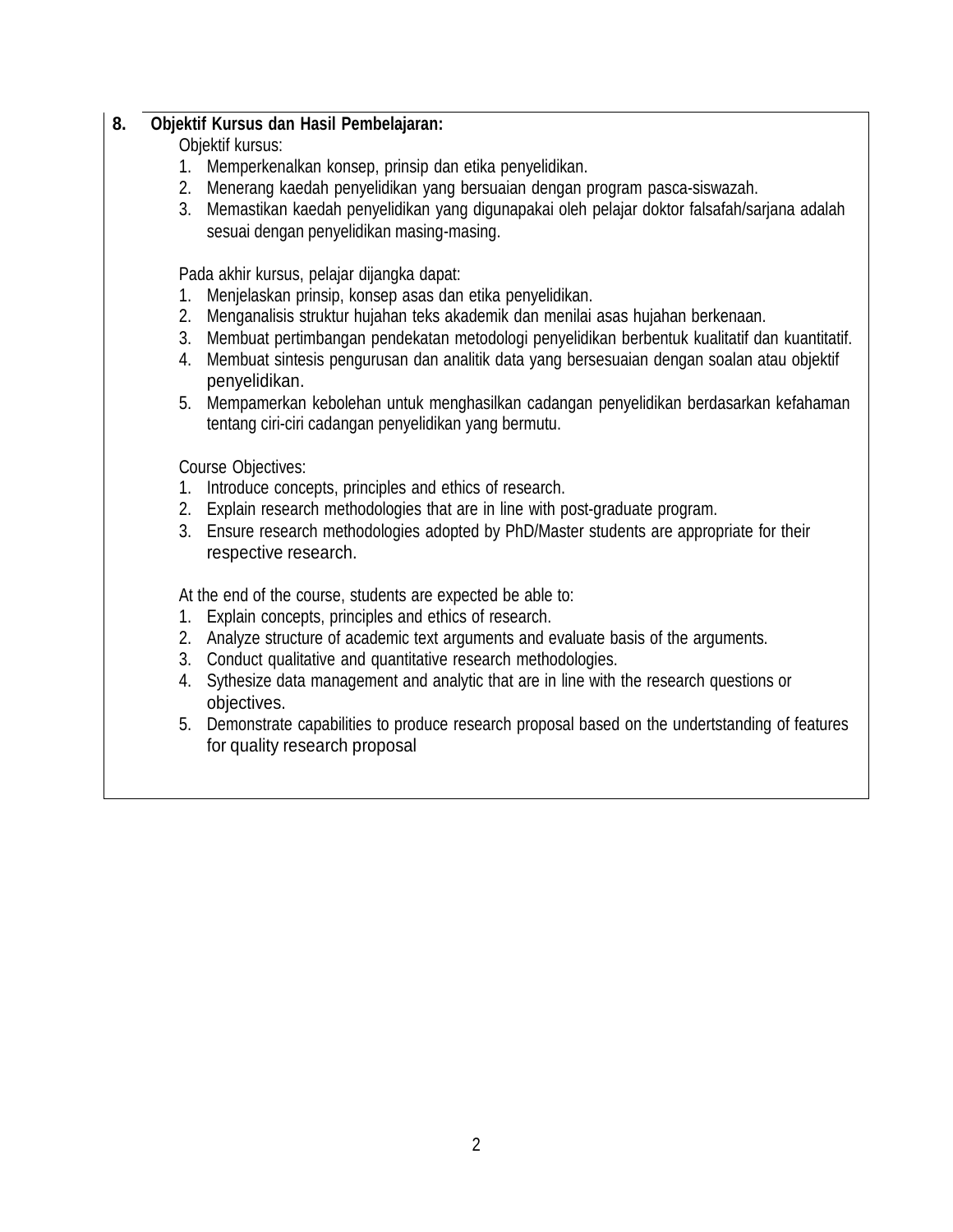**8. Objektif Kursus dan Hasil Pembelajaran:**

Objektif kursus:

1. Memperkenalkan konsep, prinsip dan etika penyelidikan.
2. Menerang kaedah penyelidikan yang bersuaian dengan program pasca-siswazah.
3. Memastikan kaedah penyelidikan yang digunapakai oleh pelajar doktor falsafah/sarjana adalah sesuai dengan penyelidikan masing-masing.

Pada akhir kursus, pelajar dijangka dapat:

1. Menjelaskan prinsip, konsep asas dan etika penyelidikan.
2. Menganalisis struktur hujahan teks akademik dan menilai asas hujahan berkenaan.
3. Membuat pertimbangan pendekatan metodologi penyelidikan berbentuk kualitatif dan kuantitatif.
4. Membuat sintesis pengurusan dan analitik data yang bersesuaian dengan soalan atau objektif penyelidikan.
5. Mempamerkan kebolehan untuk menghasilkan cadangan penyelidikan berdasarkan kefahaman tentang ciri-ciri cadangan penyelidikan yang bermutu.

Course Objectives:

1. Introduce concepts, principles and ethics of research.
2. Explain research methodologies that are in line with post-graduate program.
3. Ensure research methodologies adopted by PhD/Master students are appropriate for their respective research.

At the end of the course, students are expected be able to:

1. Explain concepts, principles and ethics of research.
2. Analyze structure of academic text arguments and evaluate basis of the arguments.
3. Conduct qualitative and quantitative research methodologies.
4. Sythesize data management and analytic that are in line with the research questions or objectives.
5. Demonstrate capabilities to produce research proposal based on the undertstanding of features for quality research proposal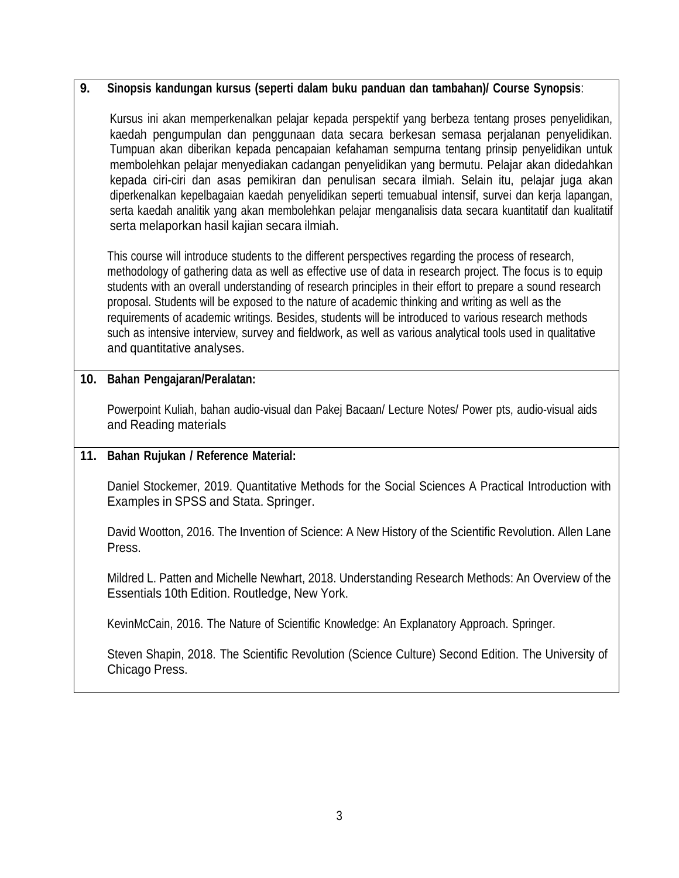**9. Sinopsis kandungan kursus (seperti dalam buku panduan dan tambahan)/ Course Synopsis**:

Kursus ini akan memperkenalkan pelajar kepada perspektif yang berbeza tentang proses penyelidikan, kaedah pengumpulan dan penggunaan data secara berkesan semasa perjalanan penyelidikan. Tumpuan akan diberikan kepada pencapaian kefahaman sempurna tentang prinsip penyelidikan untuk membolehkan pelajar menyediakan cadangan penyelidikan yang bermutu. Pelajar akan didedahkan kepada ciri-ciri dan asas pemikiran dan penulisan secara ilmiah. Selain itu, pelajar juga akan diperkenalkan kepelbagaian kaedah penyelidikan seperti temuabual intensif, survei dan kerja lapangan, serta kaedah analitik yang akan membolehkan pelajar menganalisis data secara kuantitatif dan kualitatif serta melaporkan hasil kajian secara ilmiah.

This course will introduce students to the different perspectives regarding the process of research, methodology of gathering data as well as effective use of data in research project. The focus is to equip students with an overall understanding of research principles in their effort to prepare a sound research proposal. Students will be exposed to the nature of academic thinking and writing as well as the requirements of academic writings. Besides, students will be introduced to various research methods such as intensive interview, survey and fieldwork, as well as various analytical tools used in qualitative and quantitative analyses.

**10. Bahan Pengajaran/Peralatan:**

Powerpoint Kuliah, bahan audio-visual dan Pakej Bacaan/ Lecture Notes/ Power pts, audio-visual aids and Reading materials

**11. Bahan Rujukan / Reference Material:**

Daniel Stockemer, 2019. Quantitative Methods for the Social Sciences A Practical Introduction with Examples in SPSS and Stata. Springer.

David Wootton, 2016. The Invention of Science: A New History of the Scientific Revolution. Allen Lane Press.

Mildred L. Patten and Michelle Newhart, 2018. Understanding Research Methods: An Overview of the Essentials 10th Edition. Routledge, New York.

KevinMcCain, 2016. The Nature of Scientific Knowledge: An Explanatory Approach. Springer.

Steven Shapin, 2018. The Scientific Revolution (Science Culture) Second Edition. The University of Chicago Press.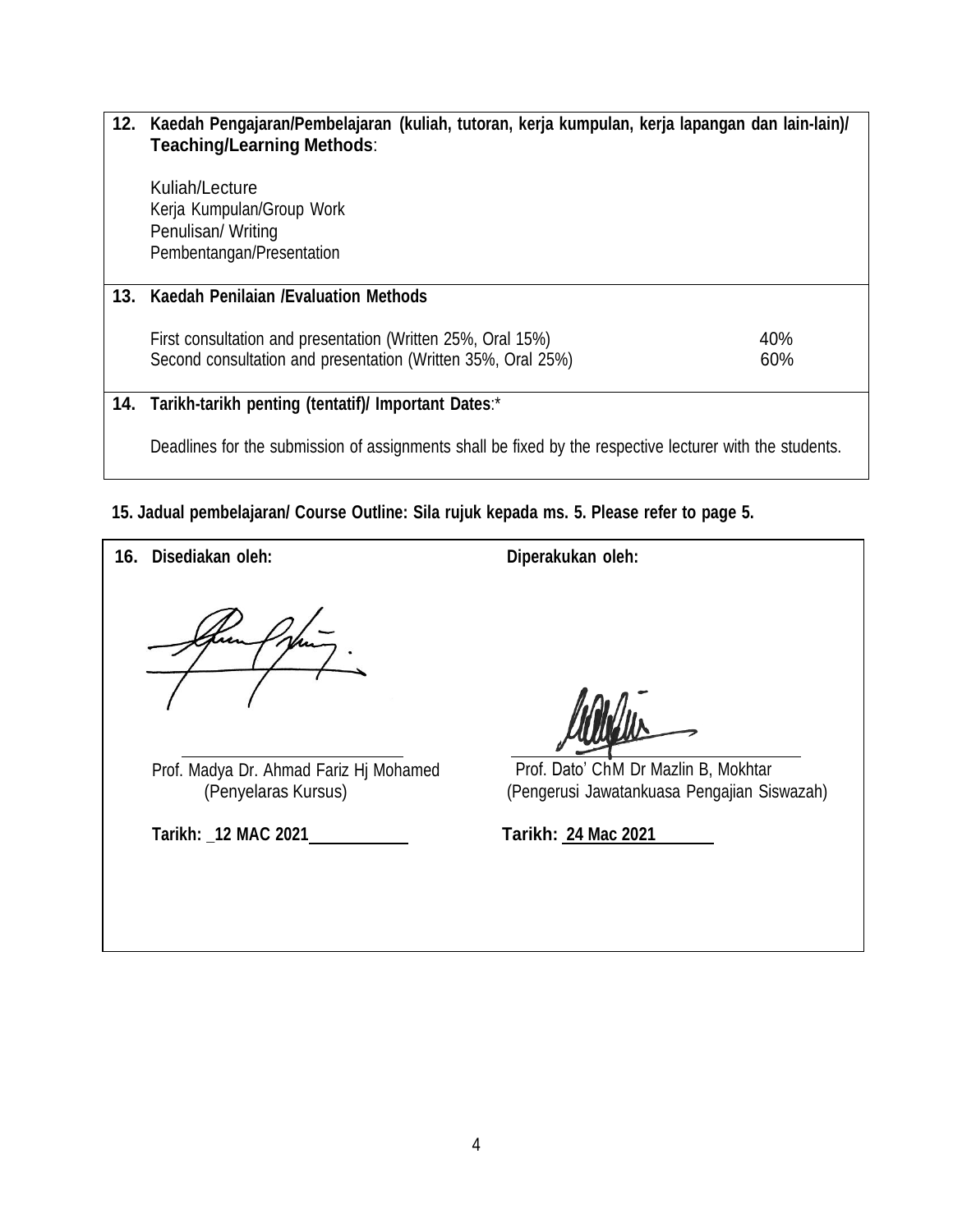**12. Kaedah Pengajaran/Pembelajaran (kuliah, tutoran, kerja kumpulan, kerja lapangan dan lain-lain)/ Teaching/Learning Methods**:

Kuliah/Lecture
Kerja Kumpulan/Group Work
Penulisan/ Writing
Pembentangan/Presentation

**13. Kaedah Penilaian /Evaluation Methods**

| | |
|---|---|
| First consultation and presentation (Written 25%, Oral 15%) | 40% |
| Second consultation and presentation (Written 35%, Oral 25%) | 60% |

**14. Tarikh-tarikh penting (tentatif)/ Important Dates**:*

Deadlines for the submission of assignments shall be fixed by the respective lecturer with the students.

**15. Jadual pembelajaran/ Course Outline: Sila rujuk kepada ms. 5. Please refer to page 5.**

| **16. Disediakan oleh:** | **Diperakukan oleh:** |
|---|---|
| Prof. Madya Dr. Ahmad Fariz Hj Mohamed (Penyelaras Kursus) | Prof. Dato' ChM Dr Mazlin B, Mokhtar (Pengerusi Jawatankuasa Pengajian Siswazah) |
| **Tarikh: _12 MAC 2021** | **Tarikh: 24 Mac 2021** |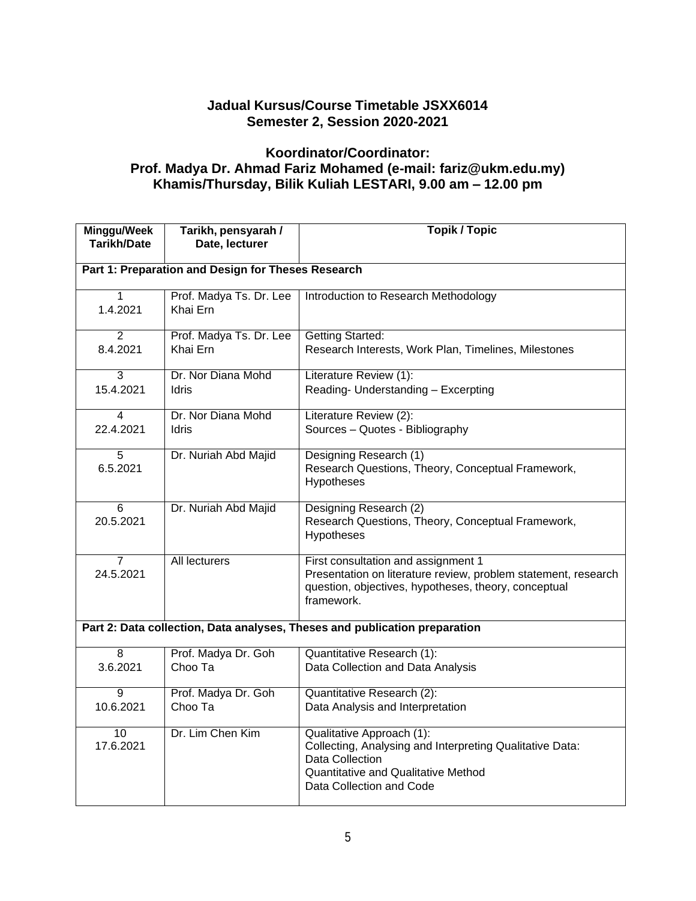**Jadual Kursus/Course Timetable JSXX6014**
**Semester 2, Session 2020-2021**

**Koordinator/Coordinator:**
**Prof. Madya Dr. Ahmad Fariz Mohamed (e-mail: fariz@ukm.edu.my)**
**Khamis/Thursday, Bilik Kuliah LESTARI, 9.00 am – 12.00 pm**

| Minggu/Week Tarikh/Date | Tarikh, pensyarah / Date, lecturer | Topik / Topic |
|---|---|---|
| **Part 1: Preparation and Design for Theses Research** | | |
| 1<br>1.4.2021 | Prof. Madya Ts. Dr. Lee Khai Ern | Introduction to Research Methodology |
| 2<br>8.4.2021 | Prof. Madya Ts. Dr. Lee Khai Ern | Getting Started:<br>Research Interests, Work Plan, Timelines, Milestones |
| 3<br>15.4.2021 | Dr. Nor Diana Mohd Idris | Literature Review (1):<br>Reading- Understanding – Excerpting |
| 4<br>22.4.2021 | Dr. Nor Diana Mohd Idris | Literature Review (2):<br>Sources – Quotes - Bibliography |
| 5<br>6.5.2021 | Dr. Nuriah Abd Majid | Designing Research (1)<br>Research Questions, Theory, Conceptual Framework, Hypotheses |
| 6<br>20.5.2021 | Dr. Nuriah Abd Majid | Designing Research (2)<br>Research Questions, Theory, Conceptual Framework, Hypotheses |
| 7<br>24.5.2021 | All lecturers | First consultation and assignment 1<br>Presentation on literature review, problem statement, research question, objectives, hypotheses, theory, conceptual framework. |
| **Part 2: Data collection, Data analyses, Theses and publication preparation** | | |
| 8<br>3.6.2021 | Prof. Madya Dr. Goh Choo Ta | Quantitative Research (1):<br>Data Collection and Data Analysis |
| 9<br>10.6.2021 | Prof. Madya Dr. Goh Choo Ta | Quantitative Research (2):<br>Data Analysis and Interpretation |
| 10<br>17.6.2021 | Dr. Lim Chen Kim | Qualitative Approach (1):<br>Collecting, Analysing and Interpreting Qualitative Data:<br>Data Collection<br>Quantitative and Qualitative Method<br>Data Collection and Code |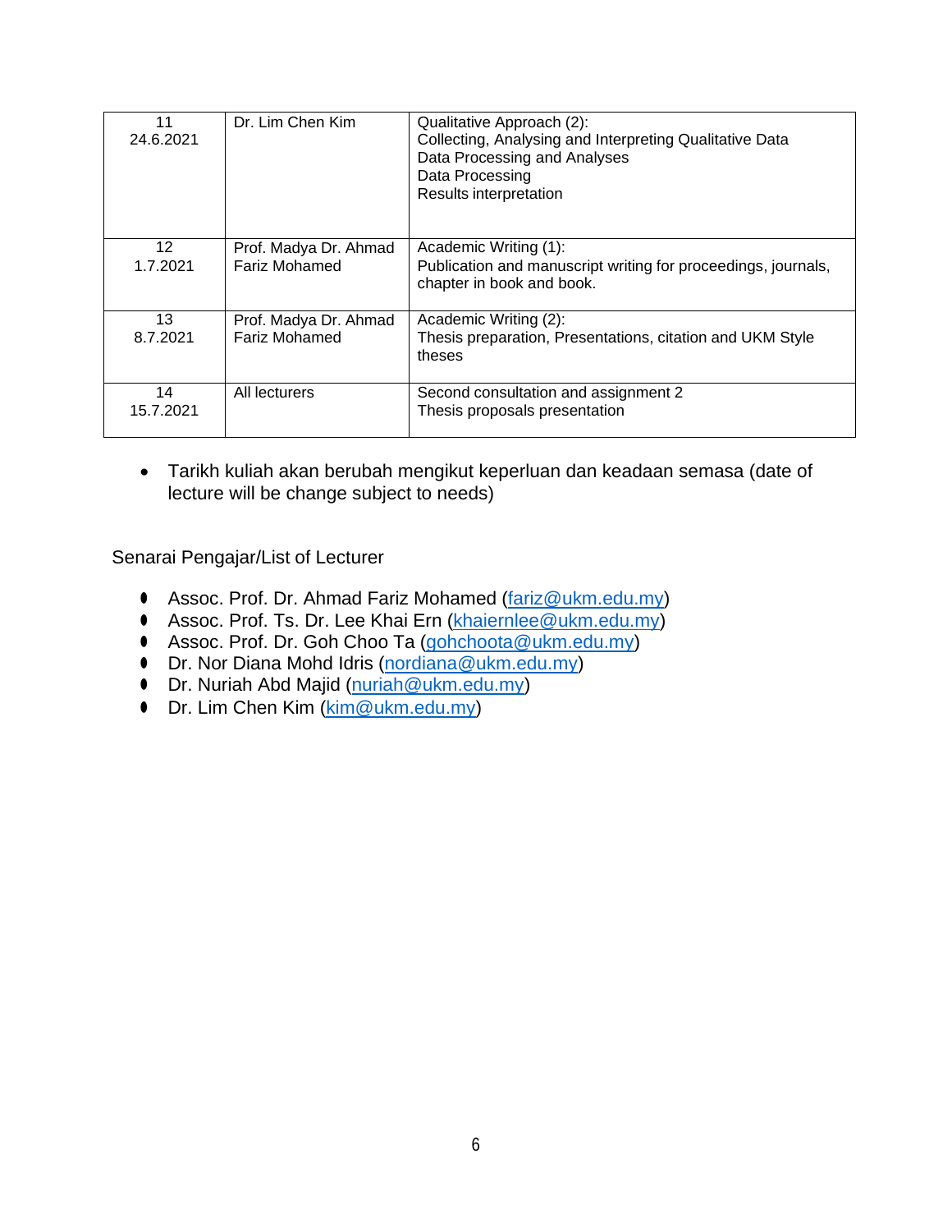| | | |
|---|---|---|
| 11<br>24.6.2021 | Dr. Lim Chen Kim | Qualitative Approach (2):<br>Collecting, Analysing and Interpreting Qualitative Data<br>Data Processing and Analyses<br>Data Processing<br>Results interpretation |
| 12<br>1.7.2021 | Prof. Madya Dr. Ahmad Fariz Mohamed | Academic Writing (1):<br>Publication and manuscript writing for proceedings, journals, chapter in book and book. |
| 13<br>8.7.2021 | Prof. Madya Dr. Ahmad Fariz Mohamed | Academic Writing (2):<br>Thesis preparation, Presentations, citation and UKM Style theses |
| 14<br>15.7.2021 | All lecturers | Second consultation and assignment 2<br>Thesis proposals presentation |

- Tarikh kuliah akan berubah mengikut keperluan dan keadaan semasa (date of lecture will be change subject to needs)

Senarai Pengajar/List of Lecturer

- Assoc. Prof. Dr. Ahmad Fariz Mohamed (fariz@ukm.edu.my)
- Assoc. Prof. Ts. Dr. Lee Khai Ern (khaiernlee@ukm.edu.my)
- Assoc. Prof. Dr. Goh Choo Ta (gohchoota@ukm.edu.my)
- Dr. Nor Diana Mohd Idris (nordiana@ukm.edu.my)
- Dr. Nuriah Abd Majid (nuriah@ukm.edu.my)
- Dr. Lim Chen Kim (kim@ukm.edu.my)